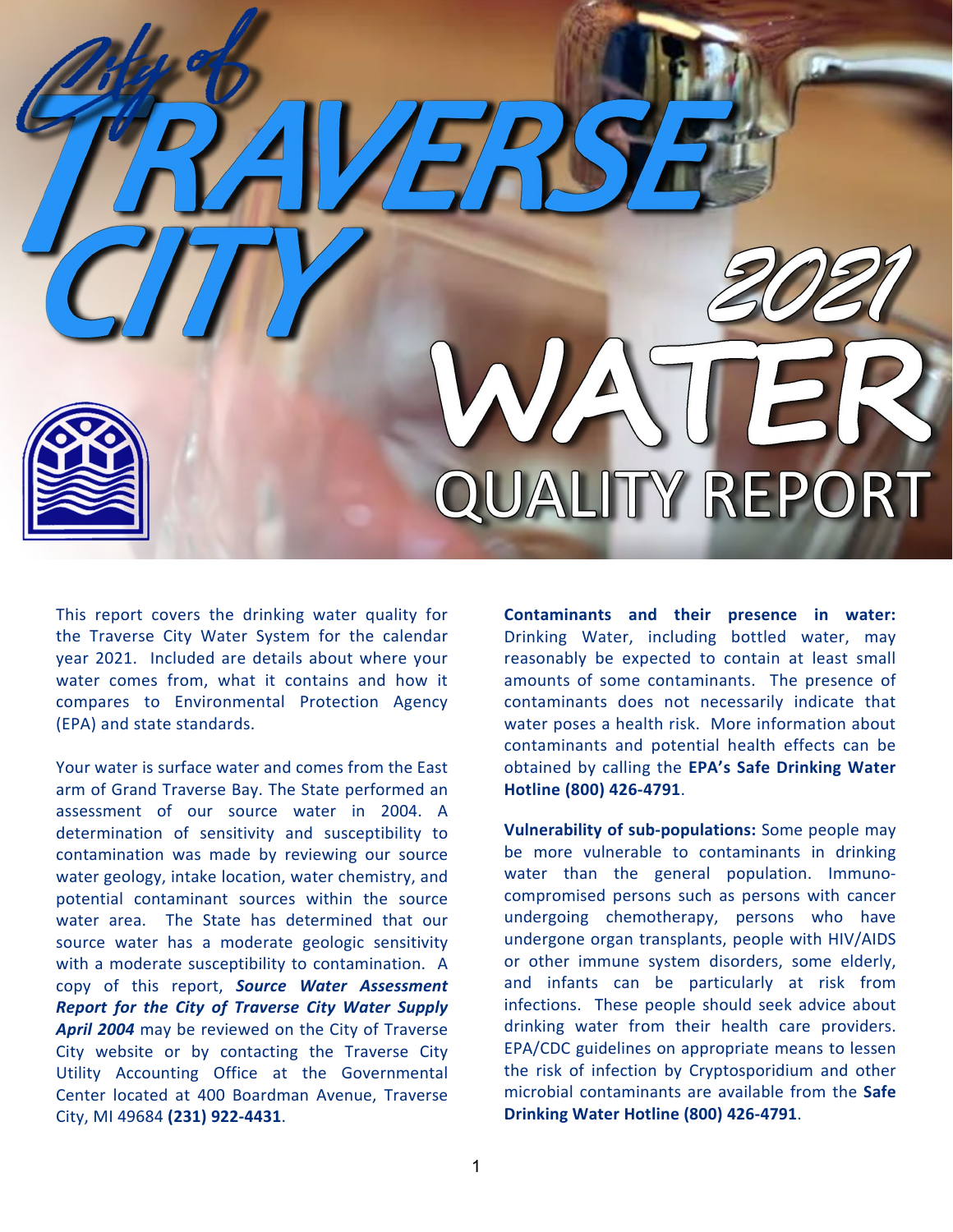# City of TRAVERSE CITY 2021 WATER QUALITY REPORT

This report covers the drinking water quality for the Traverse City Water System for the calendar year 2021. Included are details about where your water comes from, what it contains and how it compares to Environmental Protection Agency (EPA) and state standards.

Your water is surface water and comes from the East arm of Grand Traverse Bay. The State performed an assessment of our source water in 2004. A determination of sensitivity and susceptibility to contamination was made by reviewing our source water geology, intake location, water chemistry, and potential contaminant sources within the source water area. The State has determined that our source water has a moderate geologic sensitivity with a moderate susceptibility to contamination. A copy of this report, ***Source Water Assessment Report for the City of Traverse City Water Supply April 2004*** may be reviewed on the City of Traverse City website or by contacting the Traverse City Utility Accounting Office at the Governmental Center located at 400 Boardman Avenue, Traverse City, MI 49684 **(231) 922-4431**.

**Contaminants and their presence in water:** Drinking Water, including bottled water, may reasonably be expected to contain at least small amounts of some contaminants. The presence of contaminants does not necessarily indicate that water poses a health risk. More information about contaminants and potential health effects can be obtained by calling the **EPA's Safe Drinking Water Hotline (800) 426-4791**.

**Vulnerability of sub-populations:** Some people may be more vulnerable to contaminants in drinking water than the general population. Immuno-compromised persons such as persons with cancer undergoing chemotherapy, persons who have undergone organ transplants, people with HIV/AIDS or other immune system disorders, some elderly, and infants can be particularly at risk from infections. These people should seek advice about drinking water from their health care providers. EPA/CDC guidelines on appropriate means to lessen the risk of infection by Cryptosporidium and other microbial contaminants are available from the **Safe Drinking Water Hotline (800) 426-4791**.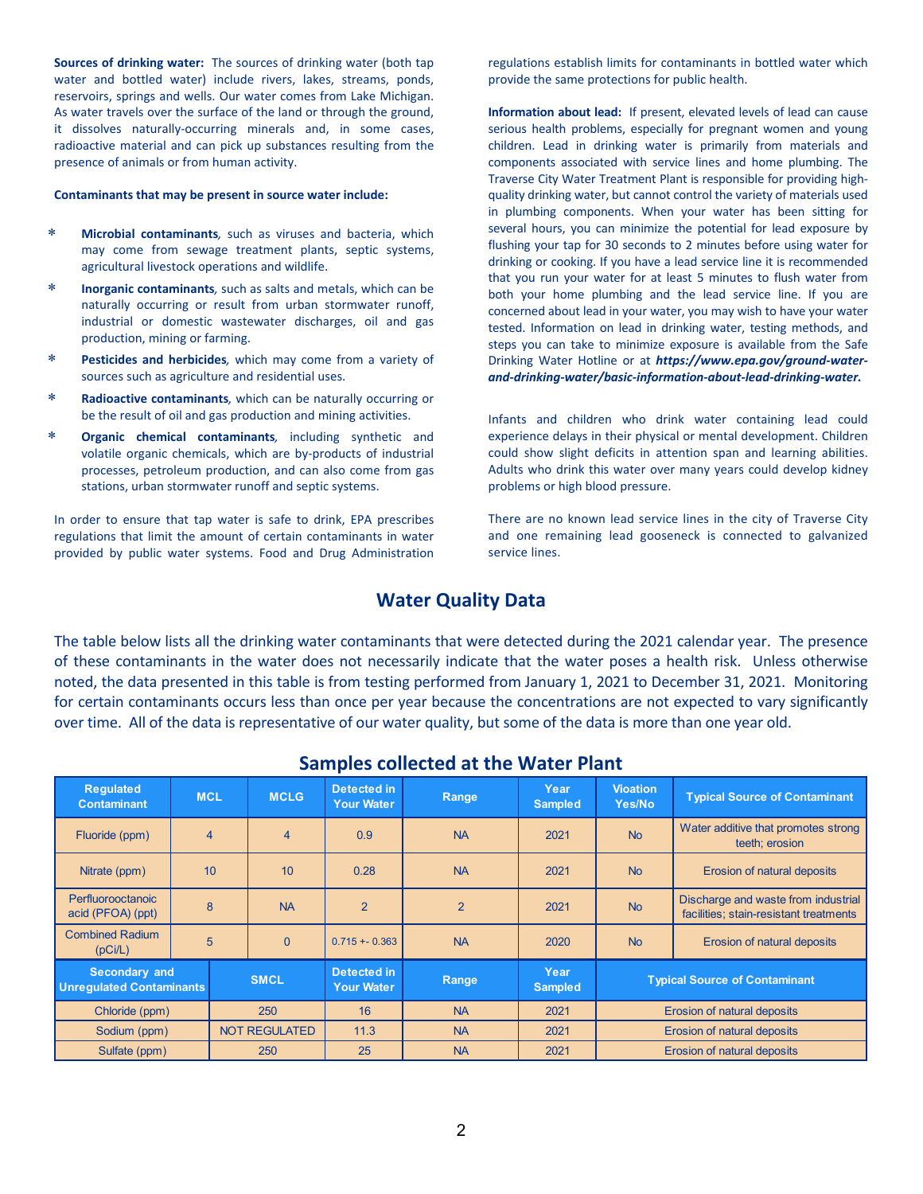**Sources of drinking water:** The sources of drinking water (both tap water and bottled water) include rivers, lakes, streams, ponds, reservoirs, springs and wells. Our water comes from Lake Michigan. As water travels over the surface of the land or through the ground, it dissolves naturally-occurring minerals and, in some cases, radioactive material and can pick up substances resulting from the presence of animals or from human activity.

**Contaminants that may be present in source water include:**

* **Microbial contaminants**, such as viruses and bacteria, which may come from sewage treatment plants, septic systems, agricultural livestock operations and wildlife.
* **Inorganic contaminants**, such as salts and metals, which can be naturally occurring or result from urban stormwater runoff, industrial or domestic wastewater discharges, oil and gas production, mining or farming.
* **Pesticides and herbicides**, which may come from a variety of sources such as agriculture and residential uses.
* **Radioactive contaminants**, which can be naturally occurring or be the result of oil and gas production and mining activities.
* **Organic chemical contaminants**, including synthetic and volatile organic chemicals, which are by-products of industrial processes, petroleum production, and can also come from gas stations, urban stormwater runoff and septic systems.

In order to ensure that tap water is safe to drink, EPA prescribes regulations that limit the amount of certain contaminants in water provided by public water systems. Food and Drug Administration regulations establish limits for contaminants in bottled water which provide the same protections for public health.

**Information about lead:** If present, elevated levels of lead can cause serious health problems, especially for pregnant women and young children. Lead in drinking water is primarily from materials and components associated with service lines and home plumbing. The Traverse City Water Treatment Plant is responsible for providing high-quality drinking water, but cannot control the variety of materials used in plumbing components. When your water has been sitting for several hours, you can minimize the potential for lead exposure by flushing your tap for 30 seconds to 2 minutes before using water for drinking or cooking. If you have a lead service line it is recommended that you run your water for at least 5 minutes to flush water from both your home plumbing and the lead service line. If you are concerned about lead in your water, you may wish to have your water tested. Information on lead in drinking water, testing methods, and steps you can take to minimize exposure is available from the Safe Drinking Water Hotline or at ***https://www.epa.gov/ground-water-and-drinking-water/basic-information-about-lead-drinking-water.***

Infants and children who drink water containing lead could experience delays in their physical or mental development. Children could show slight deficits in attention span and learning abilities. Adults who drink this water over many years could develop kidney problems or high blood pressure.

There are no known lead service lines in the city of Traverse City and one remaining lead gooseneck is connected to galvanized service lines.

## Water Quality Data

The table below lists all the drinking water contaminants that were detected during the 2021 calendar year. The presence of these contaminants in the water does not necessarily indicate that the water poses a health risk. Unless otherwise noted, the data presented in this table is from testing performed from January 1, 2021 to December 31, 2021. Monitoring for certain contaminants occurs less than once per year because the concentrations are not expected to vary significantly over time. All of the data is representative of our water quality, but some of the data is more than one year old.

### Samples collected at the Water Plant

| Regulated Contaminant | MCL | MCLG | Detected in Your Water | Range | Year Sampled | Vioation Yes/No | Typical Source of Contaminant |
|---|---|---|---|---|---|---|---|
| Fluoride (ppm) | 4 | 4 | 0.9 | NA | 2021 | No | Water additive that promotes strong teeth; erosion |
| Nitrate (ppm) | 10 | 10 | 0.28 | NA | 2021 | No | Erosion of natural deposits |
| Perfluorooctanoic acid (PFOA) (ppt) | 8 | NA | 2 | 2 | 2021 | No | Discharge and waste from industrial facilities; stain-resistant treatments |
| Combined Radium (pCi/L) | 5 | 0 | 0.715 +- 0.363 | NA | 2020 | No | Erosion of natural deposits |

| Secondary and Unregulated Contaminants | SMCL | Detected in Your Water | Range | Year Sampled | Typical Source of Contaminant |
|---|---|---|---|---|---|
| Chloride (ppm) | 250 | 16 | NA | 2021 | Erosion of natural deposits |
| Sodium (ppm) | NOT REGULATED | 11.3 | NA | 2021 | Erosion of natural deposits |
| Sulfate (ppm) | 250 | 25 | NA | 2021 | Erosion of natural deposits |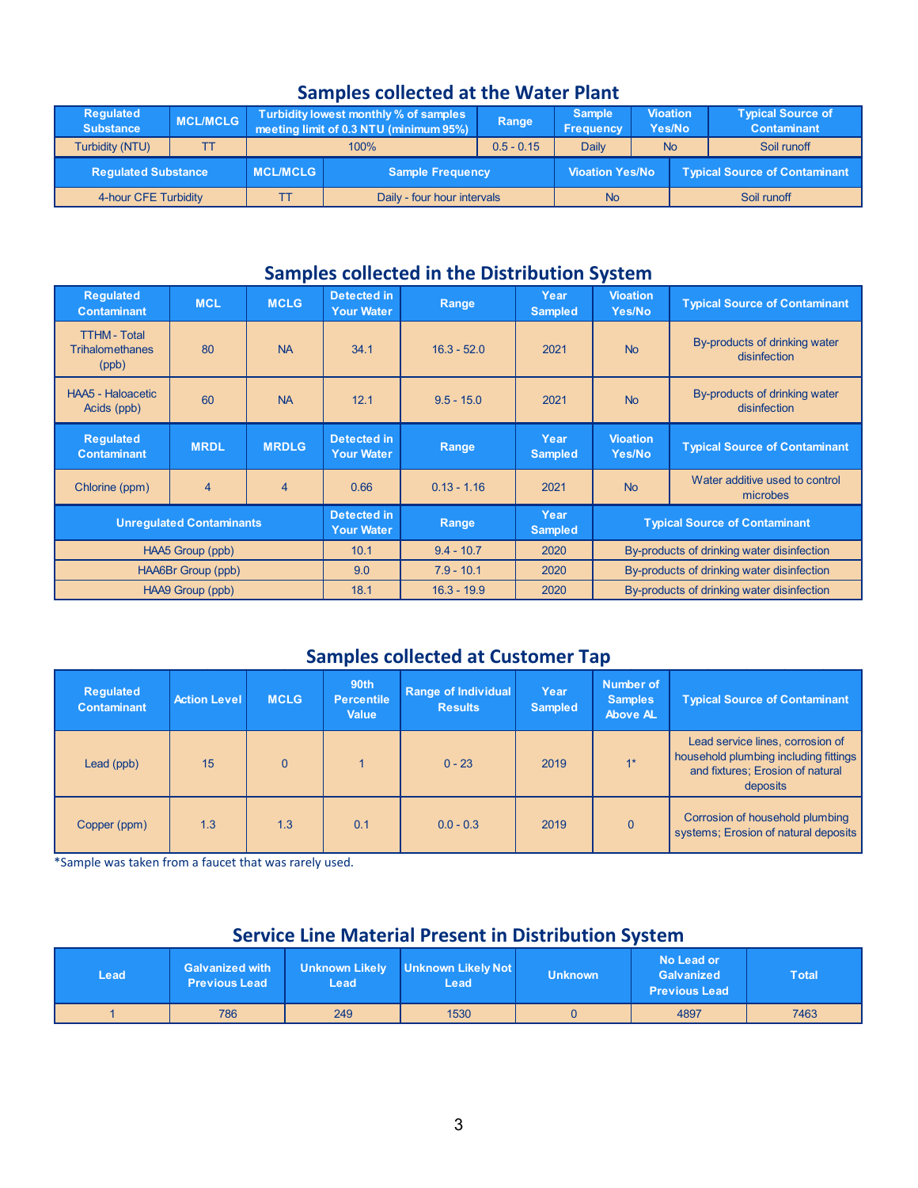## Samples collected at the Water Plant

| Regulated Substance | MCL/MCLG | Turbidity lowest monthly % of samples meeting limit of 0.3 NTU (minimum 95%) | Range | Sample Frequency | Vioation Yes/No | Typical Source of Contaminant |
|---|---|---|---|---|---|---|
| Turbidity (NTU) | TT | 100% | 0.5 - 0.15 | Daily | No | Soil runoff |

| Regulated Substance | MCL/MCLG | Sample Frequency | Vioation Yes/No | Typical Source of Contaminant |
|---|---|---|---|---|
| 4-hour CFE Turbidity | TT | Daily - four hour intervals | No | Soil runoff |

## Samples collected in the Distribution System

| Regulated Contaminant | MCL | MCLG | Detected in Your Water | Range | Year Sampled | Vioation Yes/No | Typical Source of Contaminant |
|---|---|---|---|---|---|---|---|
| TTHM - Total Trihalomethanes (ppb) | 80 | NA | 34.1 | 16.3 - 52.0 | 2021 | No | By-products of drinking water disinfection |
| HAA5 - Haloacetic Acids (ppb) | 60 | NA | 12.1 | 9.5 - 15.0 | 2021 | No | By-products of drinking water disinfection |
| **Regulated Contaminant** | **MRDL** | **MRDLG** | **Detected in Your Water** | **Range** | **Year Sampled** | **Vioation Yes/No** | **Typical Source of Contaminant** |
| Chlorine (ppm) | 4 | 4 | 0.66 | 0.13 - 1.16 | 2021 | No | Water additive used to control microbes |

| Unregulated Contaminants | Detected in Your Water | Range | Year Sampled | Typical Source of Contaminant |
|---|---|---|---|---|
| HAA5 Group (ppb) | 10.1 | 9.4 - 10.7 | 2020 | By-products of drinking water disinfection |
| HAA6Br Group (ppb) | 9.0 | 7.9 - 10.1 | 2020 | By-products of drinking water disinfection |
| HAA9 Group (ppb) | 18.1 | 16.3 - 19.9 | 2020 | By-products of drinking water disinfection |

## Samples collected at Customer Tap

| Regulated Contaminant | Action Level | MCLG | 90th Percentile Value | Range of Individual Results | Year Sampled | Number of Samples Above AL | Typical Source of Contaminant |
|---|---|---|---|---|---|---|---|
| Lead (ppb) | 15 | 0 | 1 | 0 - 23 | 2019 | 1* | Lead service lines, corrosion of household plumbing including fittings and fixtures; Erosion of natural deposits |
| Copper (ppm) | 1.3 | 1.3 | 0.1 | 0.0 - 0.3 | 2019 | 0 | Corrosion of household plumbing systems; Erosion of natural deposits |

*Sample was taken from a faucet that was rarely used.

## Service Line Material Present in Distribution System

| Lead | Galvanized with Previous Lead | Unknown Likely Lead | Unknown Likely Not Lead | Unknown | No Lead or Galvanized Previous Lead | Total |
|---|---|---|---|---|---|---|
| 1 | 786 | 249 | 1530 | 0 | 4897 | 7463 |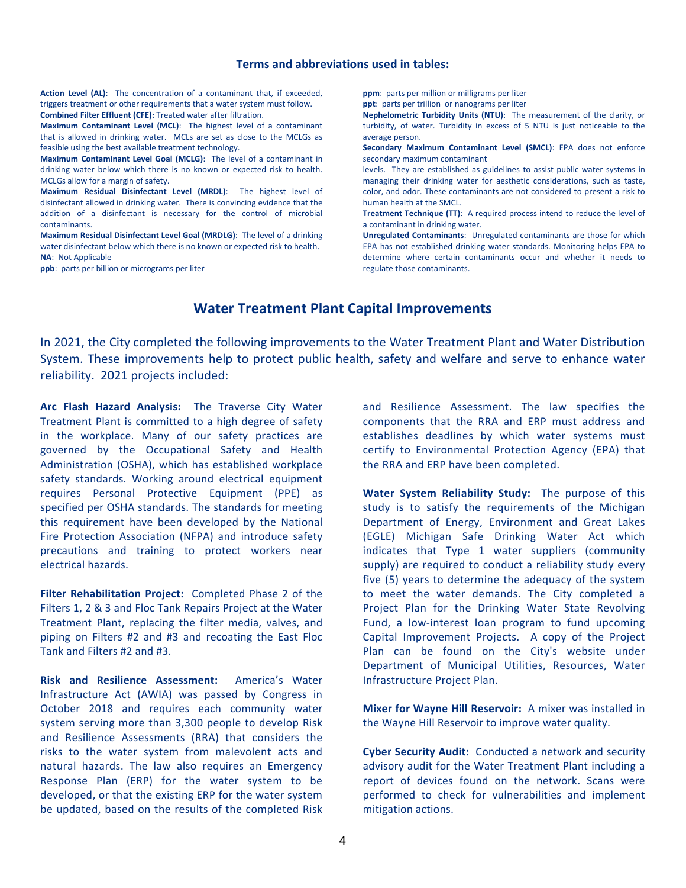## Terms and abbreviations used in tables:

**Action Level (AL)**: The concentration of a contaminant that, if exceeded, triggers treatment or other requirements that a water system must follow.

**Combined Filter Effluent (CFE):** Treated water after filtration.

**Maximum Contaminant Level (MCL)**: The highest level of a contaminant that is allowed in drinking water. MCLs are set as close to the MCLGs as feasible using the best available treatment technology.

**Maximum Contaminant Level Goal (MCLG)**: The level of a contaminant in drinking water below which there is no known or expected risk to health. MCLGs allow for a margin of safety.

**Maximum Residual Disinfectant Level (MRDL)**: The highest level of disinfectant allowed in drinking water. There is convincing evidence that the addition of a disinfectant is necessary for the control of microbial contaminants.

**Maximum Residual Disinfectant Level Goal (MRDLG)**: The level of a drinking water disinfectant below which there is no known or expected risk to health.

**NA**: Not Applicable

**ppb**: parts per billion or micrograms per liter

**ppm**: parts per million or milligrams per liter

**ppt**: parts per trillion or nanograms per liter

**Nephelometric Turbidity Units (NTU)**: The measurement of the clarity, or turbidity, of water. Turbidity in excess of 5 NTU is just noticeable to the average person.

**Secondary Maximum Contaminant Level (SMCL)**: EPA does not enforce secondary maximum contaminant levels. They are established as guidelines to assist public water systems in managing their drinking water for aesthetic considerations, such as taste, color, and odor. These contaminants are not considered to present a risk to human health at the SMCL.

**Treatment Technique (TT)**: A required process intend to reduce the level of a contaminant in drinking water.

**Unregulated Contaminants**: Unregulated contaminants are those for which EPA has not established drinking water standards. Monitoring helps EPA to determine where certain contaminants occur and whether it needs to regulate those contaminants.

## Water Treatment Plant Capital Improvements

In 2021, the City completed the following improvements to the Water Treatment Plant and Water Distribution System. These improvements help to protect public health, safety and welfare and serve to enhance water reliability. 2021 projects included:

**Arc Flash Hazard Analysis:** The Traverse City Water Treatment Plant is committed to a high degree of safety in the workplace. Many of our safety practices are governed by the Occupational Safety and Health Administration (OSHA), which has established workplace safety standards. Working around electrical equipment requires Personal Protective Equipment (PPE) as specified per OSHA standards. The standards for meeting this requirement have been developed by the National Fire Protection Association (NFPA) and introduce safety precautions and training to protect workers near electrical hazards.

**Filter Rehabilitation Project:** Completed Phase 2 of the Filters 1, 2 & 3 and Floc Tank Repairs Project at the Water Treatment Plant, replacing the filter media, valves, and piping on Filters #2 and #3 and recoating the East Floc Tank and Filters #2 and #3.

**Risk and Resilience Assessment:** America's Water Infrastructure Act (AWIA) was passed by Congress in October 2018 and requires each community water system serving more than 3,300 people to develop Risk and Resilience Assessments (RRA) that considers the risks to the water system from malevolent acts and natural hazards. The law also requires an Emergency Response Plan (ERP) for the water system to be developed, or that the existing ERP for the water system be updated, based on the results of the completed Risk and Resilience Assessment. The law specifies the components that the RRA and ERP must address and establishes deadlines by which water systems must certify to Environmental Protection Agency (EPA) that the RRA and ERP have been completed.

**Water System Reliability Study:** The purpose of this study is to satisfy the requirements of the Michigan Department of Energy, Environment and Great Lakes (EGLE) Michigan Safe Drinking Water Act which indicates that Type 1 water suppliers (community supply) are required to conduct a reliability study every five (5) years to determine the adequacy of the system to meet the water demands. The City completed a Project Plan for the Drinking Water State Revolving Fund, a low-interest loan program to fund upcoming Capital Improvement Projects. A copy of the Project Plan can be found on the City's website under Department of Municipal Utilities, Resources, Water Infrastructure Project Plan.

**Mixer for Wayne Hill Reservoir:** A mixer was installed in the Wayne Hill Reservoir to improve water quality.

**Cyber Security Audit:** Conducted a network and security advisory audit for the Water Treatment Plant including a report of devices found on the network. Scans were performed to check for vulnerabilities and implement mitigation actions.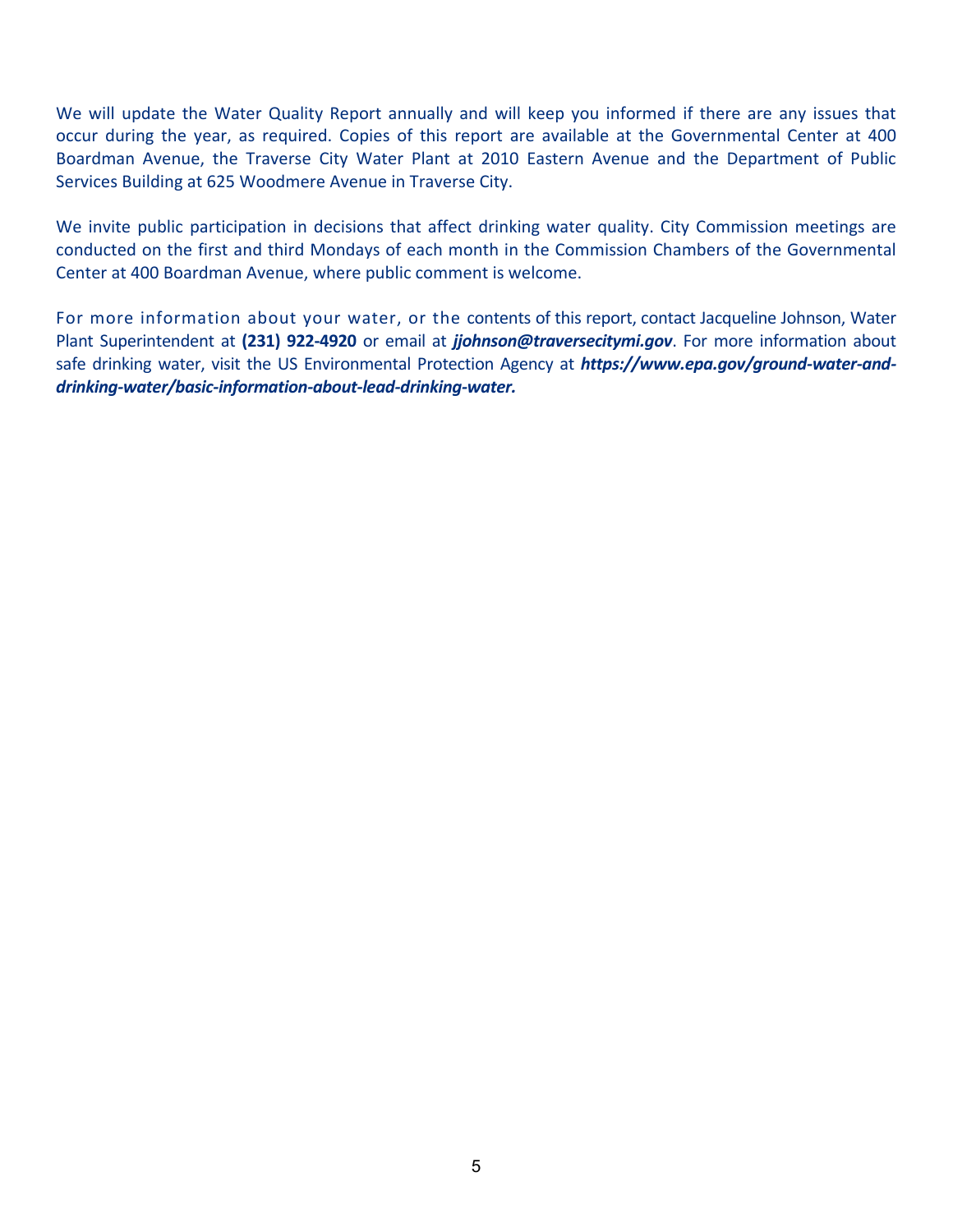We will update the Water Quality Report annually and will keep you informed if there are any issues that occur during the year, as required. Copies of this report are available at the Governmental Center at 400 Boardman Avenue, the Traverse City Water Plant at 2010 Eastern Avenue and the Department of Public Services Building at 625 Woodmere Avenue in Traverse City.

We invite public participation in decisions that affect drinking water quality. City Commission meetings are conducted on the first and third Mondays of each month in the Commission Chambers of the Governmental Center at 400 Boardman Avenue, where public comment is welcome.

For more information about your water, or the contents of this report, contact Jacqueline Johnson, Water Plant Superintendent at **(231) 922-4920** or email at ***jjohnson@traversecitymi.gov***. For more information about safe drinking water, visit the US Environmental Protection Agency at ***https://www.epa.gov/ground-water-and-drinking-water/basic-information-about-lead-drinking-water.***